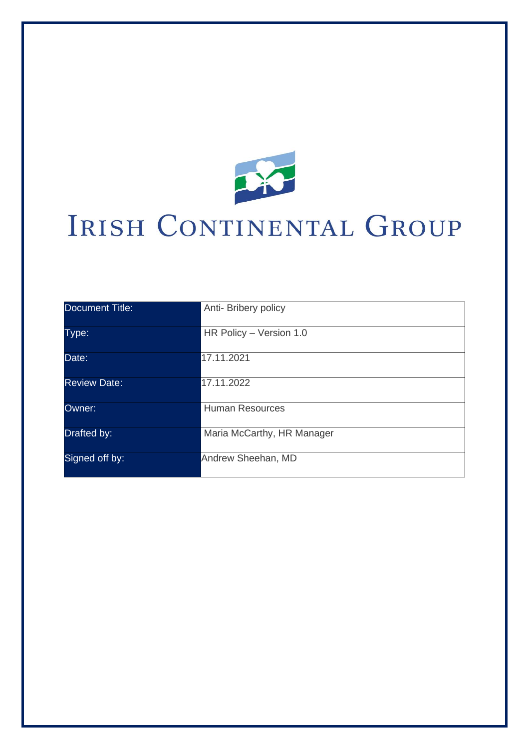# IRISH CONTINENTAL GROUP

| Document Title: | Anti- Bribery policy |
|---|---|
| Type: | HR Policy – Version 1.0 |
| Date: | 17.11.2021 |
| Review Date: | 17.11.2022 |
| Owner: | Human Resources |
| Drafted by: | Maria McCarthy, HR Manager |
| Signed off by: | Andrew Sheehan, MD |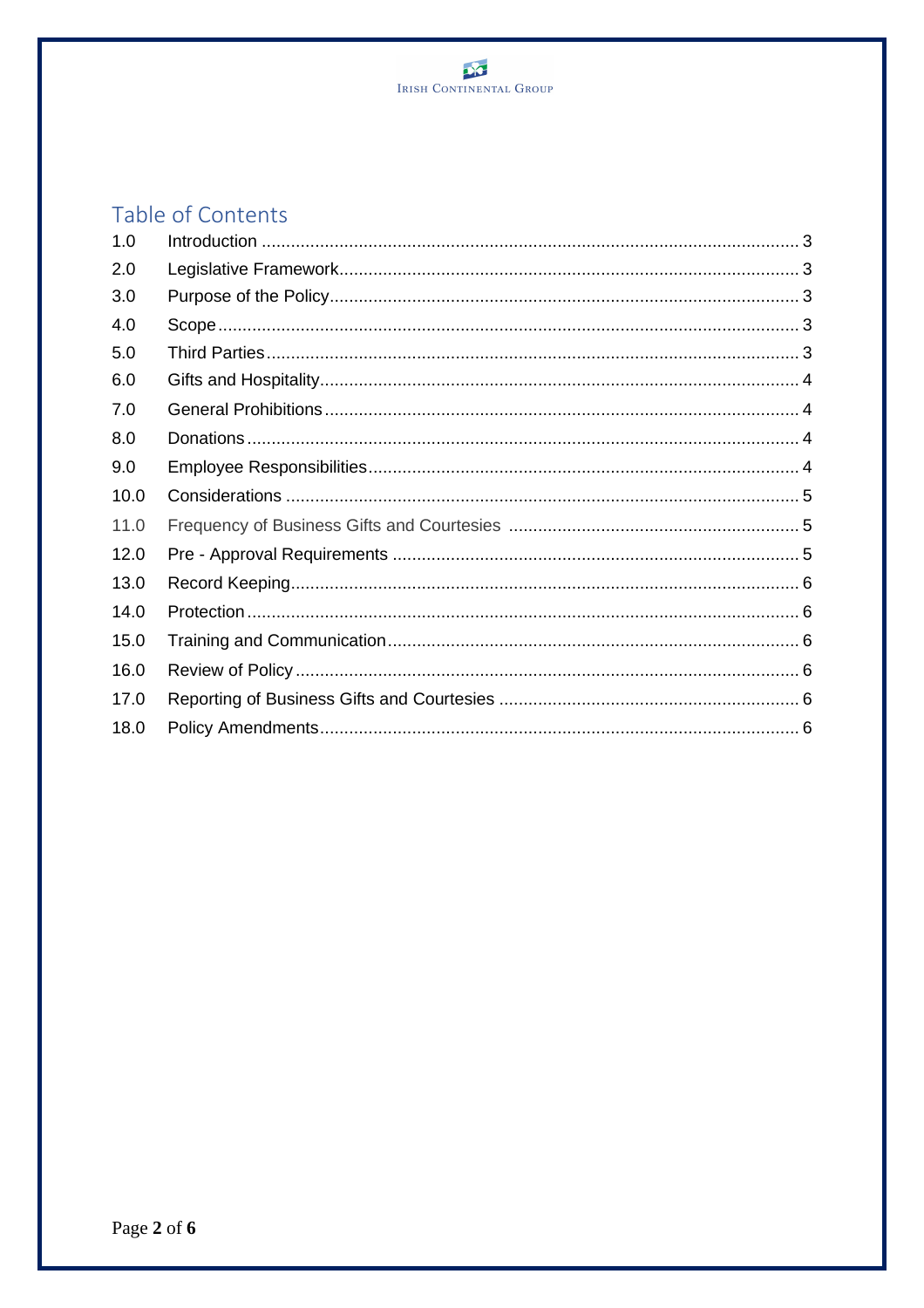## Table of Contents

| | | |
|---|---|---|
| 1.0 | Introduction | 3 |
| 2.0 | Legislative Framework | 3 |
| 3.0 | Purpose of the Policy | 3 |
| 4.0 | Scope | 3 |
| 5.0 | Third Parties | 3 |
| 6.0 | Gifts and Hospitality | 4 |
| 7.0 | General Prohibitions | 4 |
| 8.0 | Donations | 4 |
| 9.0 | Employee Responsibilities | 4 |
| 10.0 | Considerations | 5 |
| 11.0 | Frequency of Business Gifts and Courtesies | 5 |
| 12.0 | Pre - Approval Requirements | 5 |
| 13.0 | Record Keeping | 6 |
| 14.0 | Protection | 6 |
| 15.0 | Training and Communication | 6 |
| 16.0 | Review of Policy | 6 |
| 17.0 | Reporting of Business Gifts and Courtesies | 6 |
| 18.0 | Policy Amendments | 6 |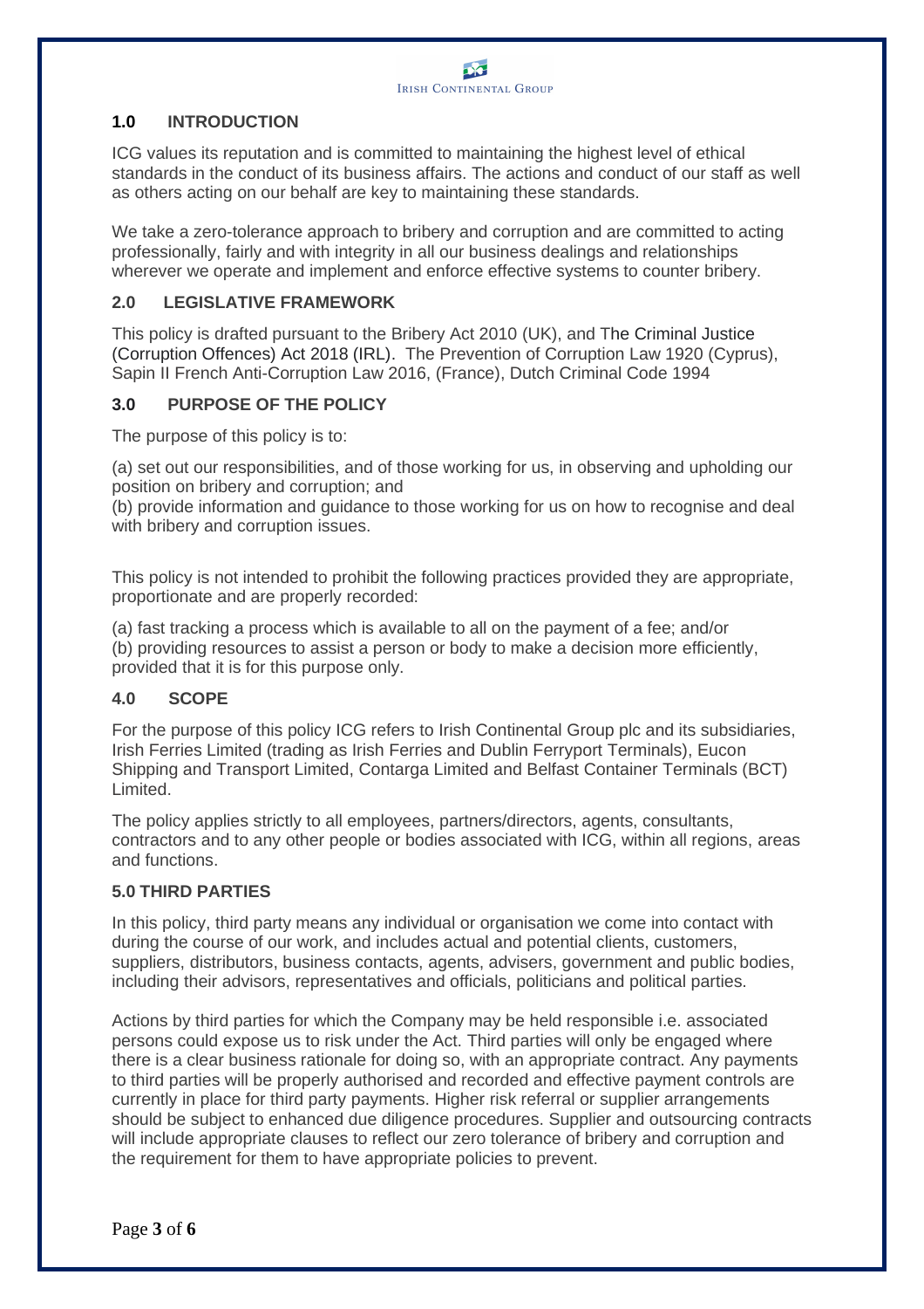## 1.0 INTRODUCTION

ICG values its reputation and is committed to maintaining the highest level of ethical standards in the conduct of its business affairs. The actions and conduct of our staff as well as others acting on our behalf are key to maintaining these standards.

We take a zero-tolerance approach to bribery and corruption and are committed to acting professionally, fairly and with integrity in all our business dealings and relationships wherever we operate and implement and enforce effective systems to counter bribery.

## 2.0 LEGISLATIVE FRAMEWORK

This policy is drafted pursuant to the Bribery Act 2010 (UK), and The Criminal Justice (Corruption Offences) Act 2018 (IRL). The Prevention of Corruption Law 1920 (Cyprus), Sapin II French Anti-Corruption Law 2016, (France), Dutch Criminal Code 1994

## 3.0 PURPOSE OF THE POLICY

The purpose of this policy is to:

(a) set out our responsibilities, and of those working for us, in observing and upholding our position on bribery and corruption; and
(b) provide information and guidance to those working for us on how to recognise and deal with bribery and corruption issues.

This policy is not intended to prohibit the following practices provided they are appropriate, proportionate and are properly recorded:

(a) fast tracking a process which is available to all on the payment of a fee; and/or
(b) providing resources to assist a person or body to make a decision more efficiently, provided that it is for this purpose only.

## 4.0 SCOPE

For the purpose of this policy ICG refers to Irish Continental Group plc and its subsidiaries, Irish Ferries Limited (trading as Irish Ferries and Dublin Ferryport Terminals), Eucon Shipping and Transport Limited, Contarga Limited and Belfast Container Terminals (BCT) Limited.

The policy applies strictly to all employees, partners/directors, agents, consultants, contractors and to any other people or bodies associated with ICG, within all regions, areas and functions.

## 5.0 THIRD PARTIES

In this policy, third party means any individual or organisation we come into contact with during the course of our work, and includes actual and potential clients, customers, suppliers, distributors, business contacts, agents, advisers, government and public bodies, including their advisors, representatives and officials, politicians and political parties.

Actions by third parties for which the Company may be held responsible i.e. associated persons could expose us to risk under the Act. Third parties will only be engaged where there is a clear business rationale for doing so, with an appropriate contract. Any payments to third parties will be properly authorised and recorded and effective payment controls are currently in place for third party payments. Higher risk referral or supplier arrangements should be subject to enhanced due diligence procedures. Supplier and outsourcing contracts will include appropriate clauses to reflect our zero tolerance of bribery and corruption and the requirement for them to have appropriate policies to prevent.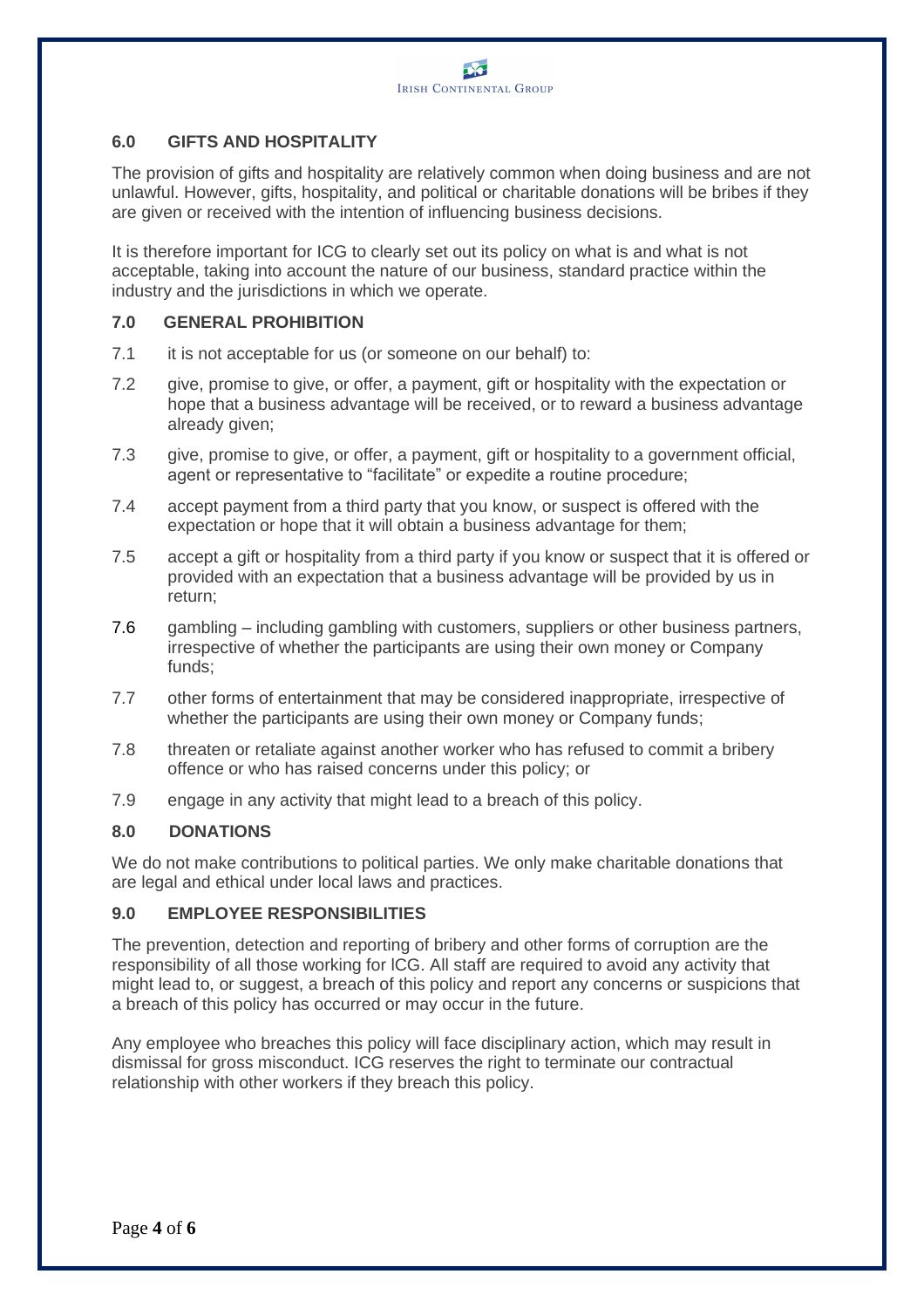## 6.0 GIFTS AND HOSPITALITY

The provision of gifts and hospitality are relatively common when doing business and are not unlawful. However, gifts, hospitality, and political or charitable donations will be bribes if they are given or received with the intention of influencing business decisions.

It is therefore important for ICG to clearly set out its policy on what is and what is not acceptable, taking into account the nature of our business, standard practice within the industry and the jurisdictions in which we operate.

## 7.0 GENERAL PROHIBITION

7.1 it is not acceptable for us (or someone on our behalf) to:

7.2 give, promise to give, or offer, a payment, gift or hospitality with the expectation or hope that a business advantage will be received, or to reward a business advantage already given;

7.3 give, promise to give, or offer, a payment, gift or hospitality to a government official, agent or representative to "facilitate" or expedite a routine procedure;

7.4 accept payment from a third party that you know, or suspect is offered with the expectation or hope that it will obtain a business advantage for them;

7.5 accept a gift or hospitality from a third party if you know or suspect that it is offered or provided with an expectation that a business advantage will be provided by us in return;

7.6 gambling – including gambling with customers, suppliers or other business partners, irrespective of whether the participants are using their own money or Company funds;

7.7 other forms of entertainment that may be considered inappropriate, irrespective of whether the participants are using their own money or Company funds;

7.8 threaten or retaliate against another worker who has refused to commit a bribery offence or who has raised concerns under this policy; or

7.9 engage in any activity that might lead to a breach of this policy.

## 8.0 DONATIONS

We do not make contributions to political parties. We only make charitable donations that are legal and ethical under local laws and practices.

## 9.0 EMPLOYEE RESPONSIBILITIES

The prevention, detection and reporting of bribery and other forms of corruption are the responsibility of all those working for ICG. All staff are required to avoid any activity that might lead to, or suggest, a breach of this policy and report any concerns or suspicions that a breach of this policy has occurred or may occur in the future.

Any employee who breaches this policy will face disciplinary action, which may result in dismissal for gross misconduct. ICG reserves the right to terminate our contractual relationship with other workers if they breach this policy.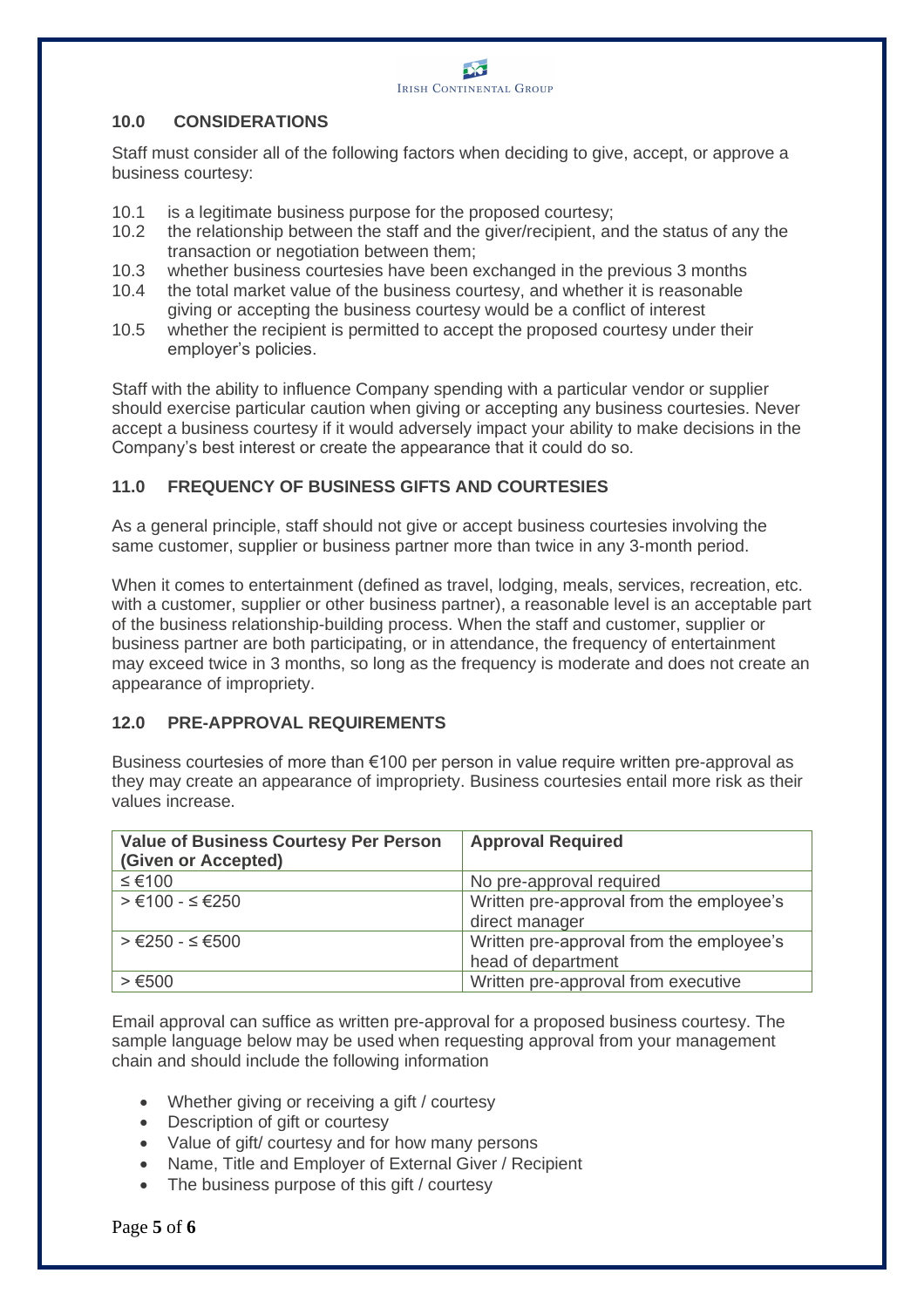## 10.0 CONSIDERATIONS

Staff must consider all of the following factors when deciding to give, accept, or approve a business courtesy:

10.1 is a legitimate business purpose for the proposed courtesy;
10.2 the relationship between the staff and the giver/recipient, and the status of any the transaction or negotiation between them;
10.3 whether business courtesies have been exchanged in the previous 3 months
10.4 the total market value of the business courtesy, and whether it is reasonable giving or accepting the business courtesy would be a conflict of interest
10.5 whether the recipient is permitted to accept the proposed courtesy under their employer's policies.

Staff with the ability to influence Company spending with a particular vendor or supplier should exercise particular caution when giving or accepting any business courtesies. Never accept a business courtesy if it would adversely impact your ability to make decisions in the Company's best interest or create the appearance that it could do so.

## 11.0 FREQUENCY OF BUSINESS GIFTS AND COURTESIES

As a general principle, staff should not give or accept business courtesies involving the same customer, supplier or business partner more than twice in any 3-month period.

When it comes to entertainment (defined as travel, lodging, meals, services, recreation, etc. with a customer, supplier or other business partner), a reasonable level is an acceptable part of the business relationship-building process. When the staff and customer, supplier or business partner are both participating, or in attendance, the frequency of entertainment may exceed twice in 3 months, so long as the frequency is moderate and does not create an appearance of impropriety.

## 12.0 PRE-APPROVAL REQUIREMENTS

Business courtesies of more than €100 per person in value require written pre-approval as they may create an appearance of impropriety. Business courtesies entail more risk as their values increase.

| Value of Business Courtesy Per Person (Given or Accepted) | Approval Required |
|---|---|
| ≤ €100 | No pre-approval required |
| > €100 - ≤ €250 | Written pre-approval from the employee's direct manager |
| > €250 - ≤ €500 | Written pre-approval from the employee's head of department |
| > €500 | Written pre-approval from executive |

Email approval can suffice as written pre-approval for a proposed business courtesy. The sample language below may be used when requesting approval from your management chain and should include the following information

- Whether giving or receiving a gift / courtesy
- Description of gift or courtesy
- Value of gift/ courtesy and for how many persons
- Name, Title and Employer of External Giver / Recipient
- The business purpose of this gift / courtesy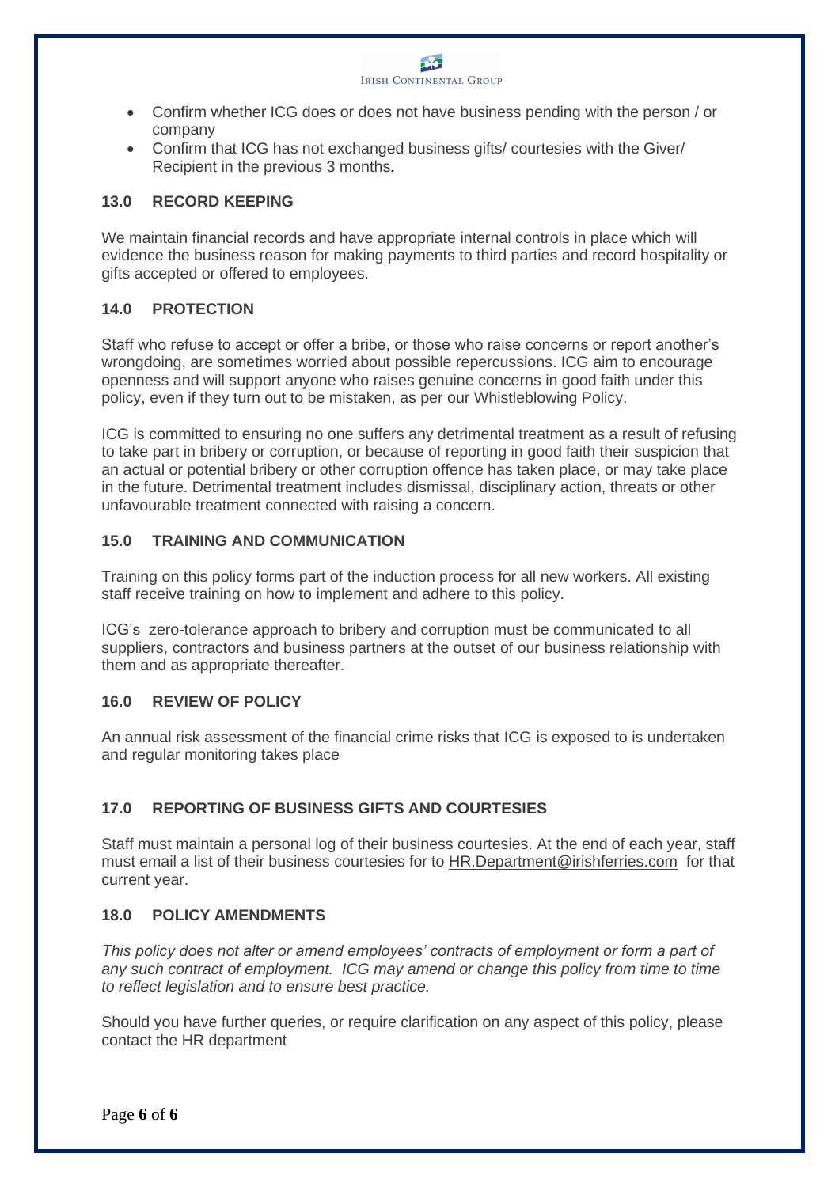- Confirm whether ICG does or does not have business pending with the person / or company
- Confirm that ICG has not exchanged business gifts/ courtesies with the Giver/ Recipient in the previous 3 months.

## 13.0 RECORD KEEPING

We maintain financial records and have appropriate internal controls in place which will evidence the business reason for making payments to third parties and record hospitality or gifts accepted or offered to employees.

## 14.0 PROTECTION

Staff who refuse to accept or offer a bribe, or those who raise concerns or report another's wrongdoing, are sometimes worried about possible repercussions. ICG aim to encourage openness and will support anyone who raises genuine concerns in good faith under this policy, even if they turn out to be mistaken, as per our Whistleblowing Policy.

ICG is committed to ensuring no one suffers any detrimental treatment as a result of refusing to take part in bribery or corruption, or because of reporting in good faith their suspicion that an actual or potential bribery or other corruption offence has taken place, or may take place in the future. Detrimental treatment includes dismissal, disciplinary action, threats or other unfavourable treatment connected with raising a concern.

## 15.0 TRAINING AND COMMUNICATION

Training on this policy forms part of the induction process for all new workers. All existing staff receive training on how to implement and adhere to this policy.

ICG's zero-tolerance approach to bribery and corruption must be communicated to all suppliers, contractors and business partners at the outset of our business relationship with them and as appropriate thereafter.

## 16.0 REVIEW OF POLICY

An annual risk assessment of the financial crime risks that ICG is exposed to is undertaken and regular monitoring takes place

## 17.0 REPORTING OF BUSINESS GIFTS AND COURTESIES

Staff must maintain a personal log of their business courtesies. At the end of each year, staff must email a list of their business courtesies for to HR.Department@irishferries.com for that current year.

## 18.0 POLICY AMENDMENTS

*This policy does not alter or amend employees' contracts of employment or form a part of any such contract of employment. ICG may amend or change this policy from time to time to reflect legislation and to ensure best practice.*

Should you have further queries, or require clarification on any aspect of this policy, please contact the HR department